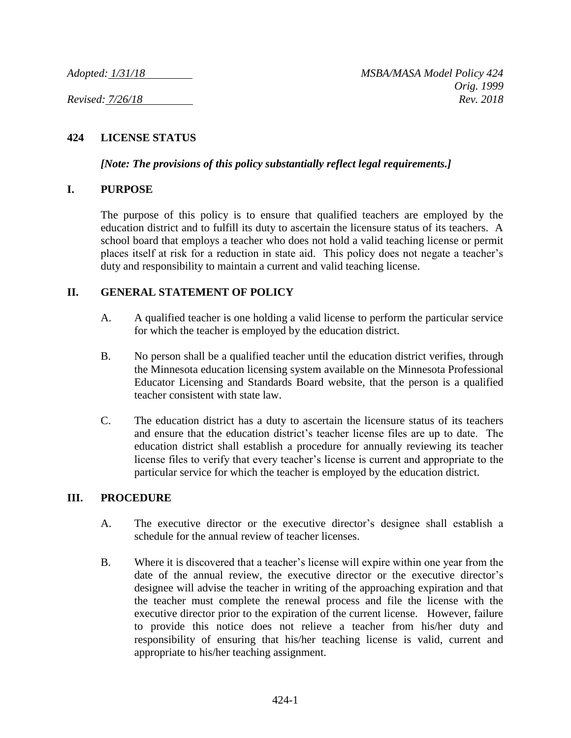*Adopted: 1/31/18* *MSBA/MASA Model Policy 424*
*Orig. 1999*
*Revised: 7/26/18* *Rev. 2018*

# 424 LICENSE STATUS

***[Note: The provisions of this policy substantially reflect legal requirements.]***

## I. PURPOSE

The purpose of this policy is to ensure that qualified teachers are employed by the education district and to fulfill its duty to ascertain the licensure status of its teachers. A school board that employs a teacher who does not hold a valid teaching license or permit places itself at risk for a reduction in state aid. This policy does not negate a teacher's duty and responsibility to maintain a current and valid teaching license.

## II. GENERAL STATEMENT OF POLICY

A. A qualified teacher is one holding a valid license to perform the particular service for which the teacher is employed by the education district.

B. No person shall be a qualified teacher until the education district verifies, through the Minnesota education licensing system available on the Minnesota Professional Educator Licensing and Standards Board website, that the person is a qualified teacher consistent with state law.

C. The education district has a duty to ascertain the licensure status of its teachers and ensure that the education district's teacher license files are up to date. The education district shall establish a procedure for annually reviewing its teacher license files to verify that every teacher's license is current and appropriate to the particular service for which the teacher is employed by the education district.

## III. PROCEDURE

A. The executive director or the executive director's designee shall establish a schedule for the annual review of teacher licenses.

B. Where it is discovered that a teacher's license will expire within one year from the date of the annual review, the executive director or the executive director's designee will advise the teacher in writing of the approaching expiration and that the teacher must complete the renewal process and file the license with the executive director prior to the expiration of the current license. However, failure to provide this notice does not relieve a teacher from his/her duty and responsibility of ensuring that his/her teaching license is valid, current and appropriate to his/her teaching assignment.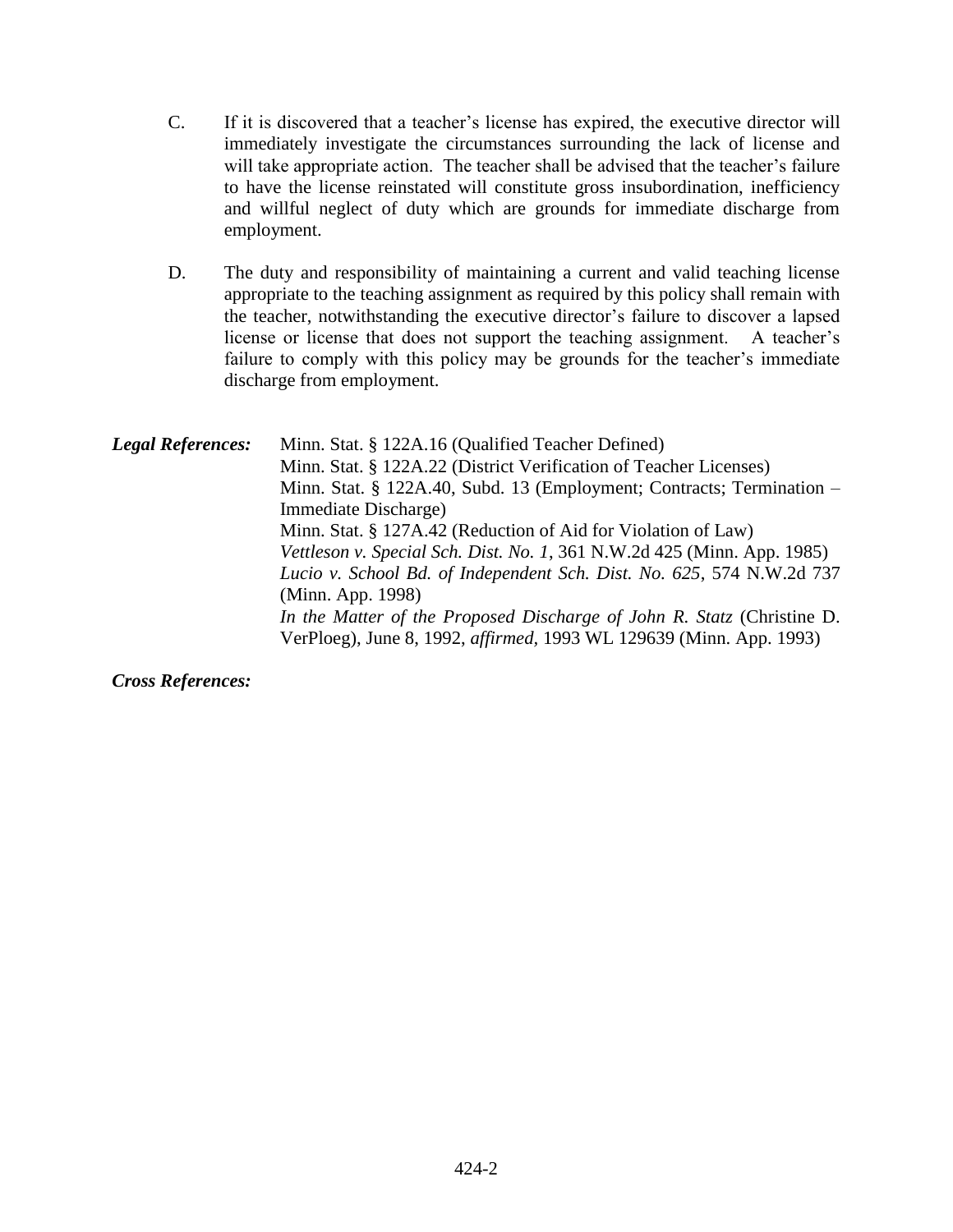C. If it is discovered that a teacher's license has expired, the executive director will immediately investigate the circumstances surrounding the lack of license and will take appropriate action. The teacher shall be advised that the teacher's failure to have the license reinstated will constitute gross insubordination, inefficiency and willful neglect of duty which are grounds for immediate discharge from employment.

D. The duty and responsibility of maintaining a current and valid teaching license appropriate to the teaching assignment as required by this policy shall remain with the teacher, notwithstanding the executive director's failure to discover a lapsed license or license that does not support the teaching assignment. A teacher's failure to comply with this policy may be grounds for the teacher's immediate discharge from employment.

***Legal References:***

Minn. Stat. § 122A.16 (Qualified Teacher Defined)
Minn. Stat. § 122A.22 (District Verification of Teacher Licenses)
Minn. Stat. § 122A.40, Subd. 13 (Employment; Contracts; Termination – Immediate Discharge)
Minn. Stat. § 127A.42 (Reduction of Aid for Violation of Law)
*Vettleson v. Special Sch. Dist. No. 1*, 361 N.W.2d 425 (Minn. App. 1985)
*Lucio v. School Bd. of Independent Sch. Dist. No. 625*, 574 N.W.2d 737 (Minn. App. 1998)
*In the Matter of the Proposed Discharge of John R. Statz* (Christine D. VerPloeg), June 8, 1992, *affirmed,* 1993 WL 129639 (Minn. App. 1993)

***Cross References:***